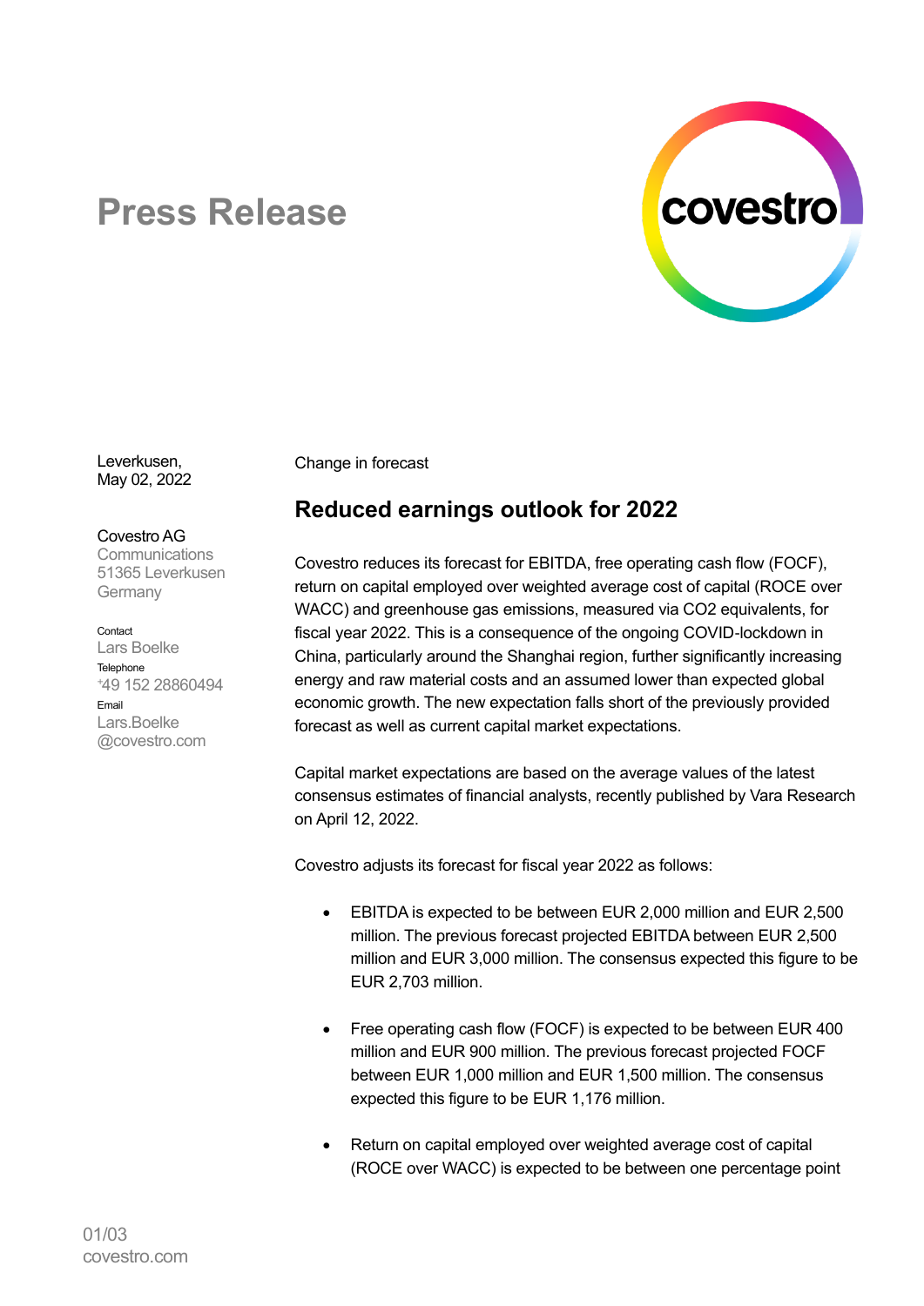# Press Release

Leverkusen,
May 02, 2022

Covestro AG
Communications
51365 Leverkusen
Germany

Contact
Lars Boelke
Telephone
+49 152 28860494
Email
Lars.Boelke
@covestro.com

Change in forecast

## Reduced earnings outlook for 2022

Covestro reduces its forecast for EBITDA, free operating cash flow (FOCF), return on capital employed over weighted average cost of capital (ROCE over WACC) and greenhouse gas emissions, measured via CO2 equivalents, for fiscal year 2022. This is a consequence of the ongoing COVID-lockdown in China, particularly around the Shanghai region, further significantly increasing energy and raw material costs and an assumed lower than expected global economic growth. The new expectation falls short of the previously provided forecast as well as current capital market expectations.

Capital market expectations are based on the average values of the latest consensus estimates of financial analysts, recently published by Vara Research on April 12, 2022.

Covestro adjusts its forecast for fiscal year 2022 as follows:

- EBITDA is expected to be between EUR 2,000 million and EUR 2,500 million. The previous forecast projected EBITDA between EUR 2,500 million and EUR 3,000 million. The consensus expected this figure to be EUR 2,703 million.
- Free operating cash flow (FOCF) is expected to be between EUR 400 million and EUR 900 million. The previous forecast projected FOCF between EUR 1,000 million and EUR 1,500 million. The consensus expected this figure to be EUR 1,176 million.
- Return on capital employed over weighted average cost of capital (ROCE over WACC) is expected to be between one percentage point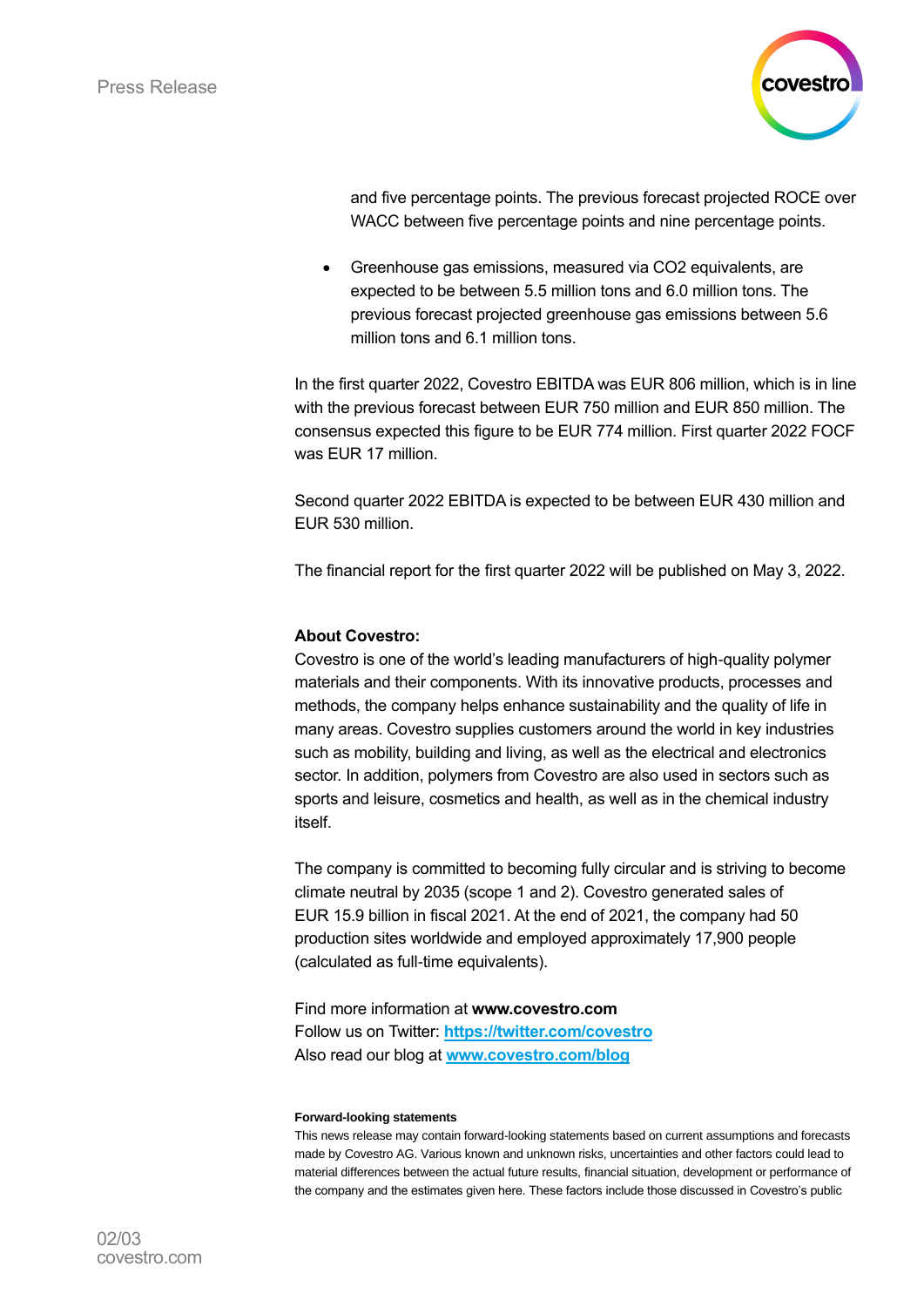and five percentage points. The previous forecast projected ROCE over WACC between five percentage points and nine percentage points.

- Greenhouse gas emissions, measured via $CO_2$ equivalents, are expected to be between 5.5 million tons and 6.0 million tons. The previous forecast projected greenhouse gas emissions between 5.6 million tons and 6.1 million tons.

In the first quarter 2022, Covestro EBITDA was EUR 806 million, which is in line with the previous forecast between EUR 750 million and EUR 850 million. The consensus expected this figure to be EUR 774 million. First quarter 2022 FOCF was EUR 17 million.

Second quarter 2022 EBITDA is expected to be between EUR 430 million and EUR 530 million.

The financial report for the first quarter 2022 will be published on May 3, 2022.

**About Covestro:**

Covestro is one of the world's leading manufacturers of high-quality polymer materials and their components. With its innovative products, processes and methods, the company helps enhance sustainability and the quality of life in many areas. Covestro supplies customers around the world in key industries such as mobility, building and living, as well as the electrical and electronics sector. In addition, polymers from Covestro are also used in sectors such as sports and leisure, cosmetics and health, as well as in the chemical industry itself.

The company is committed to becoming fully circular and is striving to become climate neutral by 2035 (scope 1 and 2). Covestro generated sales of EUR 15.9 billion in fiscal 2021. At the end of 2021, the company had 50 production sites worldwide and employed approximately 17,900 people (calculated as full-time equivalents).

Find more information at **www.covestro.com**
Follow us on Twitter: **https://twitter.com/covestro**
Also read our blog at **www.covestro.com/blog**

**Forward-looking statements**

This news release may contain forward-looking statements based on current assumptions and forecasts made by Covestro AG. Various known and unknown risks, uncertainties and other factors could lead to material differences between the actual future results, financial situation, development or performance of the company and the estimates given here. These factors include those discussed in Covestro's public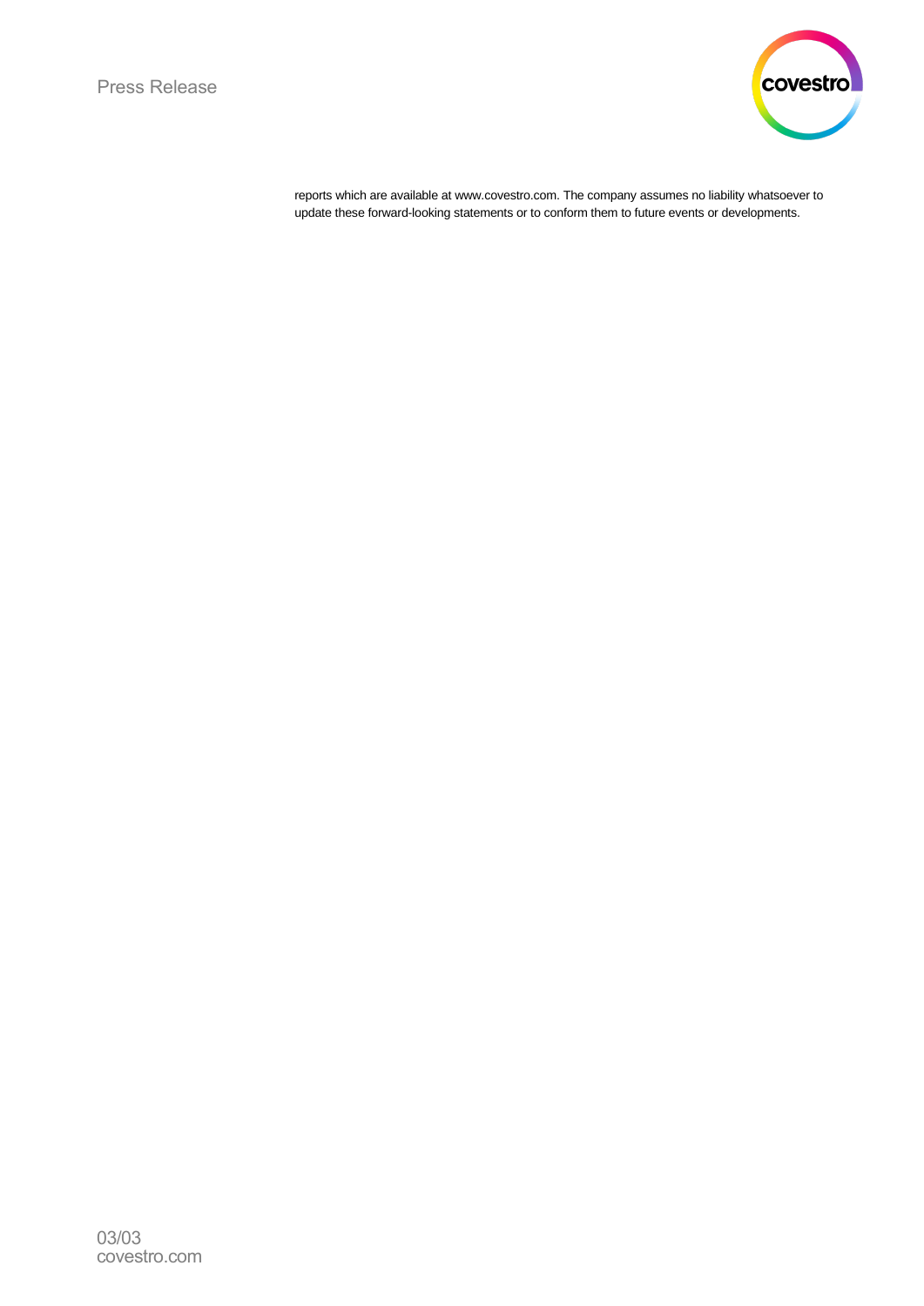reports which are available at www.covestro.com. The company assumes no liability whatsoever to update these forward-looking statements or to conform them to future events or developments.